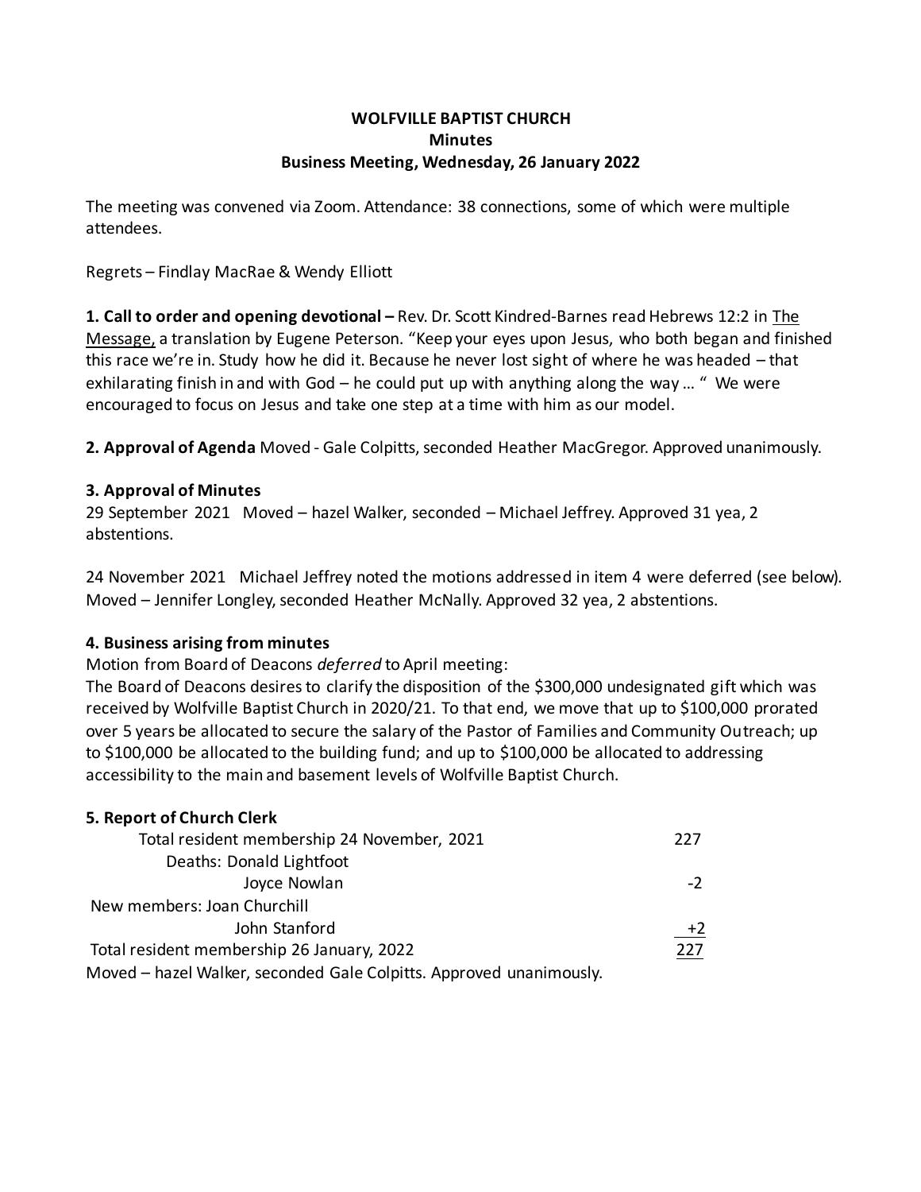# WOLFVILLE BAPTIST CHURCH
## Minutes
## Business Meeting, Wednesday, 26 January 2022

The meeting was convened via Zoom. Attendance: 38 connections, some of which were multiple attendees.

Regrets – Findlay MacRae & Wendy Elliott

**1. Call to order and opening devotional –** Rev. Dr. Scott Kindred-Barnes read Hebrews 12:2 in The Message, a translation by Eugene Peterson. "Keep your eyes upon Jesus, who both began and finished this race we're in. Study how he did it. Because he never lost sight of where he was headed – that exhilarating finish in and with God – he could put up with anything along the way … " We were encouraged to focus on Jesus and take one step at a time with him as our model.

**2. Approval of Agenda** Moved - Gale Colpitts, seconded Heather MacGregor. Approved unanimously.

**3. Approval of Minutes**

29 September 2021 Moved – hazel Walker, seconded – Michael Jeffrey. Approved 31 yea, 2 abstentions.

24 November 2021 Michael Jeffrey noted the motions addressed in item 4 were deferred (see below). Moved – Jennifer Longley, seconded Heather McNally. Approved 32 yea, 2 abstentions.

**4. Business arising from minutes**

Motion from Board of Deacons *deferred* to April meeting:

The Board of Deacons desires to clarify the disposition of the $300,000 undesignated gift which was received by Wolfville Baptist Church in 2020/21. To that end, we move that up to $100,000 prorated over 5 years be allocated to secure the salary of the Pastor of Families and Community Outreach; up to $100,000 be allocated to the building fund; and up to $100,000 be allocated to addressing accessibility to the main and basement levels of Wolfville Baptist Church.

**5. Report of Church Clerk**

| | |
|---|---|
| Total resident membership 24 November, 2021 | 227 |
| Deaths: Donald Lightfoot | |
| Joyce Nowlan | -2 |
| New members: Joan Churchill | |
| John Stanford | +2 |
| Total resident membership 26 January, 2022 | 227 |

Moved – hazel Walker, seconded Gale Colpitts. Approved unanimously.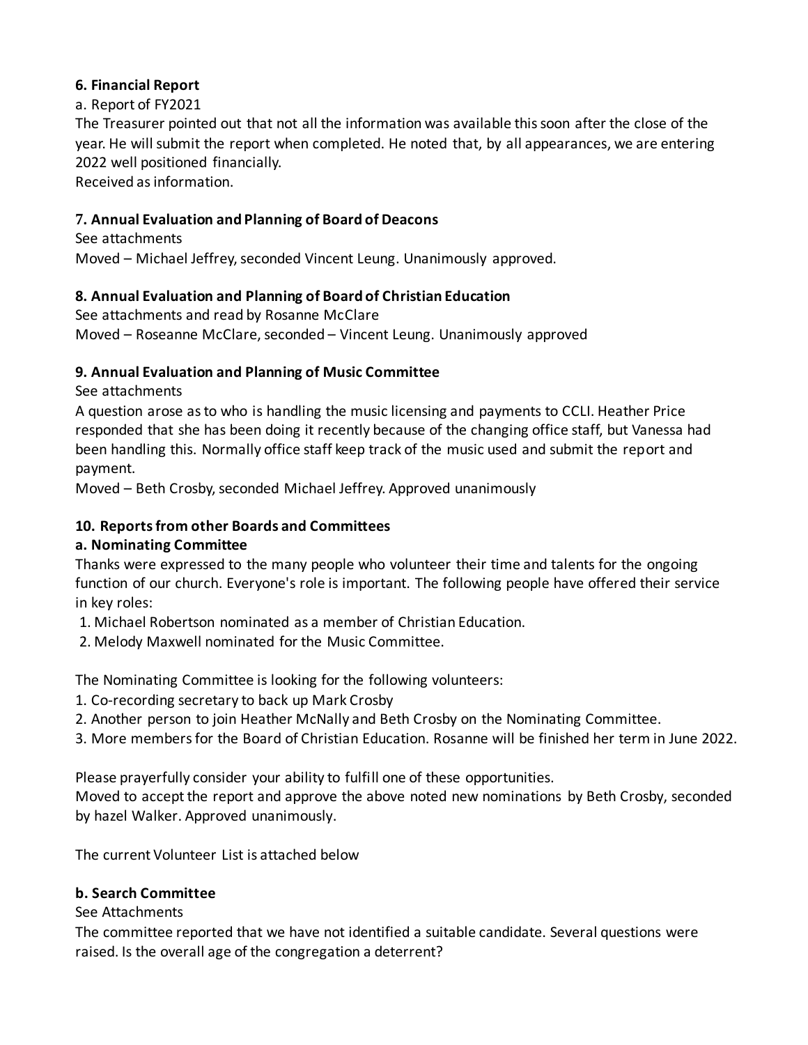**6. Financial Report**

a. Report of FY2021

The Treasurer pointed out that not all the information was available this soon after the close of the year. He will submit the report when completed. He noted that, by all appearances, we are entering 2022 well positioned financially.

Received as information.

**7. Annual Evaluation and Planning of Board of Deacons**

See attachments

Moved – Michael Jeffrey, seconded Vincent Leung. Unanimously approved.

**8. Annual Evaluation and Planning of Board of Christian Education**

See attachments and read by Rosanne McClare

Moved – Roseanne McClare, seconded – Vincent Leung. Unanimously approved

**9. Annual Evaluation and Planning of Music Committee**

See attachments

A question arose as to who is handling the music licensing and payments to CCLI. Heather Price responded that she has been doing it recently because of the changing office staff, but Vanessa had been handling this. Normally office staff keep track of the music used and submit the report and payment.

Moved – Beth Crosby, seconded Michael Jeffrey. Approved unanimously

**10. Reports from other Boards and Committees**

**a. Nominating Committee**

Thanks were expressed to the many people who volunteer their time and talents for the ongoing function of our church. Everyone's role is important. The following people have offered their service in key roles:

1. Michael Robertson nominated as a member of Christian Education.
2. Melody Maxwell nominated for the Music Committee.

The Nominating Committee is looking for the following volunteers:

1. Co-recording secretary to back up Mark Crosby
2. Another person to join Heather McNally and Beth Crosby on the Nominating Committee.
3. More members for the Board of Christian Education. Rosanne will be finished her term in June 2022.

Please prayerfully consider your ability to fulfill one of these opportunities.

Moved to accept the report and approve the above noted new nominations by Beth Crosby, seconded by hazel Walker. Approved unanimously.

The current Volunteer List is attached below

**b. Search Committee**

See Attachments

The committee reported that we have not identified a suitable candidate. Several questions were raised. Is the overall age of the congregation a deterrent?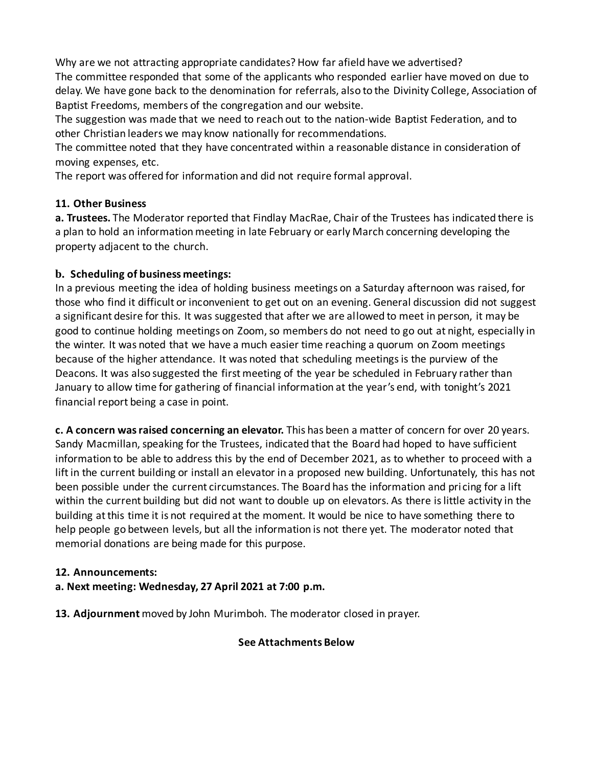Why are we not attracting appropriate candidates? How far afield have we advertised?
The committee responded that some of the applicants who responded earlier have moved on due to delay. We have gone back to the denomination for referrals, also to the Divinity College, Association of Baptist Freedoms, members of the congregation and our website.
The suggestion was made that we need to reach out to the nation-wide Baptist Federation, and to other Christian leaders we may know nationally for recommendations.
The committee noted that they have concentrated within a reasonable distance in consideration of moving expenses, etc.
The report was offered for information and did not require formal approval.

**11. Other Business**

**a. Trustees.** The Moderator reported that Findlay MacRae, Chair of the Trustees has indicated there is a plan to hold an information meeting in late February or early March concerning developing the property adjacent to the church.

**b. Scheduling of business meetings:**
In a previous meeting the idea of holding business meetings on a Saturday afternoon was raised, for those who find it difficult or inconvenient to get out on an evening. General discussion did not suggest a significant desire for this. It was suggested that after we are allowed to meet in person, it may be good to continue holding meetings on Zoom, so members do not need to go out at night, especially in the winter. It was noted that we have a much easier time reaching a quorum on Zoom meetings because of the higher attendance. It was noted that scheduling meetings is the purview of the Deacons. It was also suggested the first meeting of the year be scheduled in February rather than January to allow time for gathering of financial information at the year's end, with tonight's 2021 financial report being a case in point.

**c. A concern was raised concerning an elevator.** This has been a matter of concern for over 20 years. Sandy Macmillan, speaking for the Trustees, indicated that the Board had hoped to have sufficient information to be able to address this by the end of December 2021, as to whether to proceed with a lift in the current building or install an elevator in a proposed new building. Unfortunately, this has not been possible under the current circumstances. The Board has the information and pricing for a lift within the current building but did not want to double up on elevators. As there is little activity in the building at this time it is not required at the moment. It would be nice to have something there to help people go between levels, but all the information is not there yet. The moderator noted that memorial donations are being made for this purpose.

**12. Announcements:**

**a. Next meeting: Wednesday, 27 April 2021 at 7:00 p.m.**

**13. Adjournment** moved by John Murimboh. The moderator closed in prayer.

**See Attachments Below**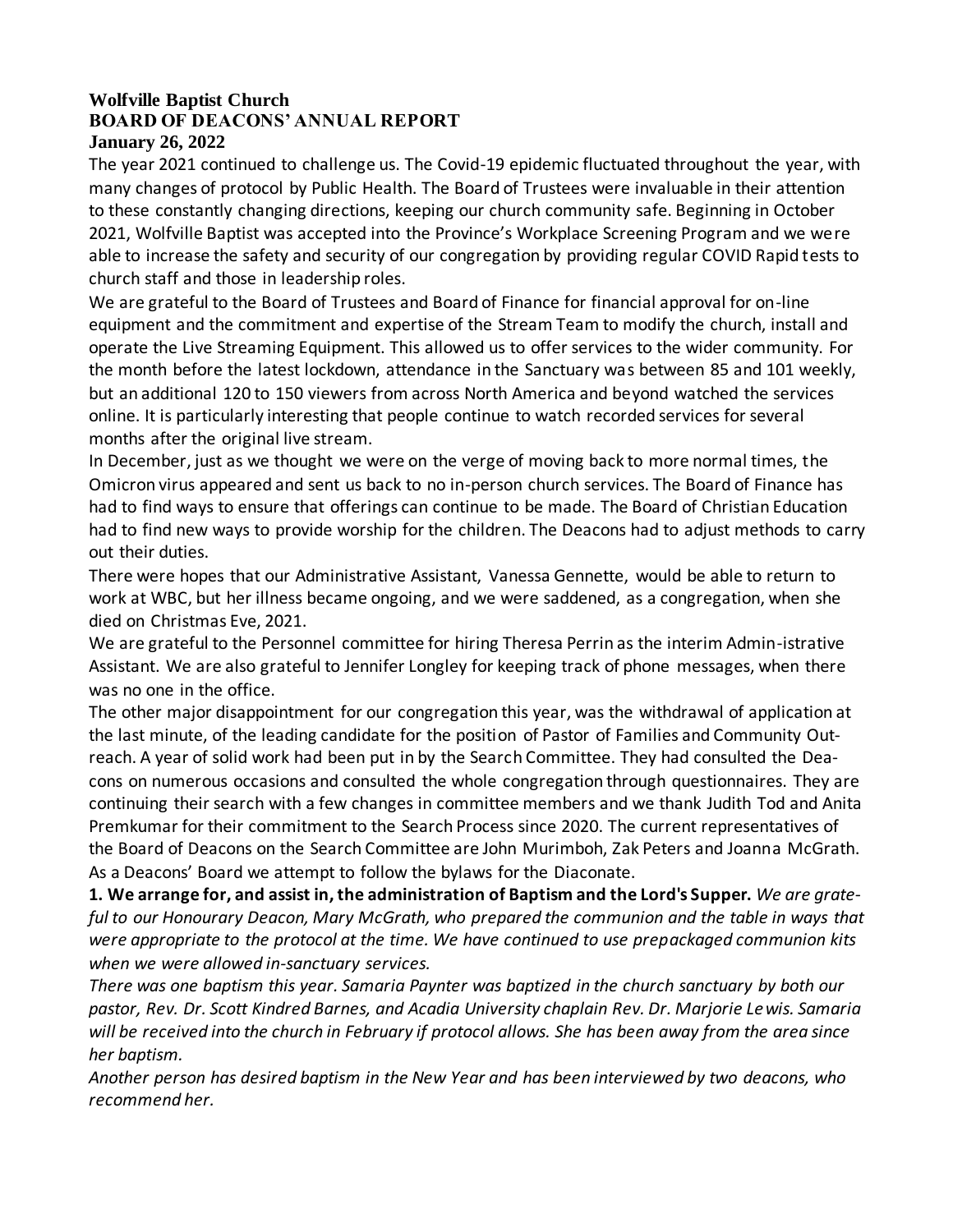# Wolfville Baptist Church

## BOARD OF DEACONS' ANNUAL REPORT

### January 26, 2022

The year 2021 continued to challenge us. The Covid-19 epidemic fluctuated throughout the year, with many changes of protocol by Public Health. The Board of Trustees were invaluable in their attention to these constantly changing directions, keeping our church community safe. Beginning in October 2021, Wolfville Baptist was accepted into the Province's Workplace Screening Program and we were able to increase the safety and security of our congregation by providing regular COVID Rapid tests to church staff and those in leadership roles.

We are grateful to the Board of Trustees and Board of Finance for financial approval for on-line equipment and the commitment and expertise of the Stream Team to modify the church, install and operate the Live Streaming Equipment. This allowed us to offer services to the wider community. For the month before the latest lockdown, attendance in the Sanctuary was between 85 and 101 weekly, but an additional 120 to 150 viewers from across North America and beyond watched the services online. It is particularly interesting that people continue to watch recorded services for several months after the original live stream.

In December, just as we thought we were on the verge of moving back to more normal times, the Omicron virus appeared and sent us back to no in-person church services. The Board of Finance has had to find ways to ensure that offerings can continue to be made. The Board of Christian Education had to find new ways to provide worship for the children. The Deacons had to adjust methods to carry out their duties.

There were hopes that our Administrative Assistant, Vanessa Gennette, would be able to return to work at WBC, but her illness became ongoing, and we were saddened, as a congregation, when she died on Christmas Eve, 2021.

We are grateful to the Personnel committee for hiring Theresa Perrin as the interim Admin-istrative Assistant. We are also grateful to Jennifer Longley for keeping track of phone messages, when there was no one in the office.

The other major disappointment for our congregation this year, was the withdrawal of application at the last minute, of the leading candidate for the position of Pastor of Families and Community Out-reach. A year of solid work had been put in by the Search Committee. They had consulted the Dea-cons on numerous occasions and consulted the whole congregation through questionnaires. They are continuing their search with a few changes in committee members and we thank Judith Tod and Anita Premkumar for their commitment to the Search Process since 2020. The current representatives of the Board of Deacons on the Search Committee are John Murimboh, Zak Peters and Joanna McGrath.

As a Deacons' Board we attempt to follow the bylaws for the Diaconate.

**1. We arrange for, and assist in, the administration of Baptism and the Lord's Supper.** *We are grate-ful to our Honourary Deacon, Mary McGrath, who prepared the communion and the table in ways that were appropriate to the protocol at the time. We have continued to use prepackaged communion kits when we were allowed in-sanctuary services.*

*There was one baptism this year. Samaria Paynter was baptized in the church sanctuary by both our pastor, Rev. Dr. Scott Kindred Barnes, and Acadia University chaplain Rev. Dr. Marjorie Lewis. Samaria will be received into the church in February if protocol allows. She has been away from the area since her baptism.*

*Another person has desired baptism in the New Year and has been interviewed by two deacons, who recommend her.*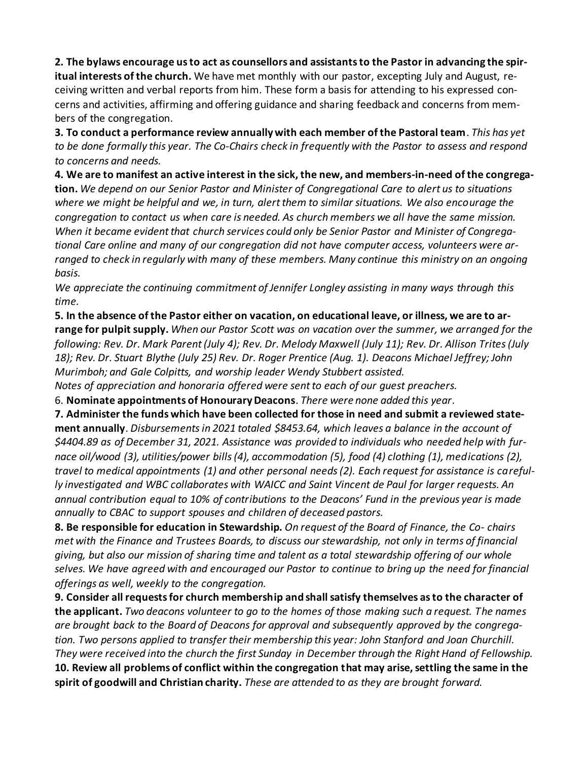**2. The bylaws encourage us to act as counsellors and assistants to the Pastor in advancing the spiritual interests of the church.** We have met monthly with our pastor, excepting July and August, receiving written and verbal reports from him. These form a basis for attending to his expressed concerns and activities, affirming and offering guidance and sharing feedback and concerns from members of the congregation.

**3. To conduct a performance review annually with each member of the Pastoral team**. *This has yet to be done formally this year. The Co-Chairs check in frequently with the Pastor to assess and respond to concerns and needs.*

**4. We are to manifest an active interest in the sick, the new, and members-in-need of the congregation.** *We depend on our Senior Pastor and Minister of Congregational Care to alert us to situations where we might be helpful and we, in turn, alert them to similar situations. We also encourage the congregation to contact us when care is needed. As church members we all have the same mission. When it became evident that church services could only be Senior Pastor and Minister of Congregational Care online and many of our congregation did not have computer access, volunteers were arranged to check in regularly with many of these members. Many continue this ministry on an ongoing basis.*

*We appreciate the continuing commitment of Jennifer Longley assisting in many ways through this time.*

**5. In the absence of the Pastor either on vacation, on educational leave, or illness, we are to arrange for pulpit supply.** *When our Pastor Scott was on vacation over the summer, we arranged for the following: Rev. Dr. Mark Parent (July 4); Rev. Dr. Melody Maxwell (July 11); Rev. Dr. Allison Trites (July 18); Rev. Dr. Stuart Blythe (July 25) Rev. Dr. Roger Prentice (Aug. 1). Deacons Michael Jeffrey; John Murimboh; and Gale Colpitts, and worship leader Wendy Stubbert assisted.*

*Notes of appreciation and honoraria offered were sent to each of our guest preachers.*

6. **Nominate appointments of Honourary Deacons**. *There were none added this year*.

**7. Administer the funds which have been collected for those in need and submit a reviewed statement annually**. *Disbursements in 2021 totaled $8453.64, which leaves a balance in the account of $4404.89 as of December 31, 2021. Assistance was provided to individuals who needed help with furnace oil/wood (3), utilities/power bills (4), accommodation (5), food (4) clothing (1), medications (2), travel to medical appointments (1) and other personal needs (2). Each request for assistance is carefully investigated and WBC collaborates with WAICC and Saint Vincent de Paul for larger requests. An annual contribution equal to 10% of contributions to the Deacons' Fund in the previous year is made annually to CBAC to support spouses and children of deceased pastors.*

**8. Be responsible for education in Stewardship.** *On request of the Board of Finance, the Co- chairs met with the Finance and Trustees Boards, to discuss our stewardship, not only in terms of financial giving, but also our mission of sharing time and talent as a total stewardship offering of our whole selves. We have agreed with and encouraged our Pastor to continue to bring up the need for financial offerings as well, weekly to the congregation.*

**9. Consider all requests for church membership and shall satisfy themselves as to the character of the applicant.** *Two deacons volunteer to go to the homes of those making such a request. The names are brought back to the Board of Deacons for approval and subsequently approved by the congregation. Two persons applied to transfer their membership this year: John Stanford and Joan Churchill. They were received into the church the first Sunday in December through the Right Hand of Fellowship.*

**10. Review all problems of conflict within the congregation that may arise, settling the same in the spirit of goodwill and Christian charity.** *These are attended to as they are brought forward.*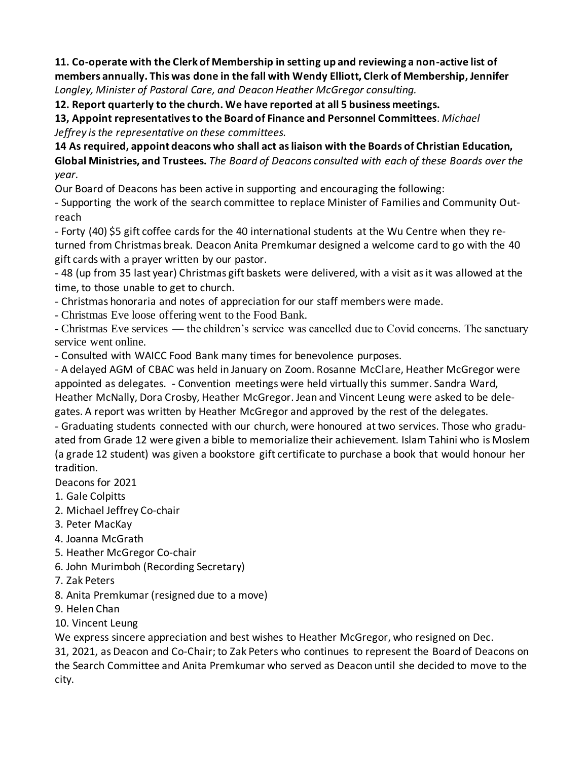**11. Co-operate with the Clerk of Membership in setting up and reviewing a non-active list of members annually. This was done in the fall with Wendy Elliott, Clerk of Membership, Jennifer** *Longley, Minister of Pastoral Care, and Deacon Heather McGregor consulting.*

**12. Report quarterly to the church. We have reported at all 5 business meetings.**

**13, Appoint representatives to the Board of Finance and Personnel Committees**. *Michael Jeffrey is the representative on these committees.*

**14 As required, appoint deacons who shall act as liaison with the Boards of Christian Education, Global Ministries, and Trustees.** *The Board of Deacons consulted with each of these Boards over the year.*

Our Board of Deacons has been active in supporting and encouraging the following:

- Supporting the work of the search committee to replace Minister of Families and Community Out-reach
- Forty (40) $5 gift coffee cards for the 40 international students at the Wu Centre when they re-turned from Christmas break. Deacon Anita Premkumar designed a welcome card to go with the 40 gift cards with a prayer written by our pastor.
- 48 (up from 35 last year) Christmas gift baskets were delivered, with a visit as it was allowed at the time, to those unable to get to church.
- Christmas honoraria and notes of appreciation for our staff members were made.
- Christmas Eve loose offering went to the Food Bank.
- Christmas Eve services — the children's service was cancelled due to Covid concerns. The sanctuary service went online.
- Consulted with WAICC Food Bank many times for benevolence purposes.
- A delayed AGM of CBAC was held in January on Zoom. Rosanne McClare, Heather McGregor were appointed as delegates. - Convention meetings were held virtually this summer. Sandra Ward, Heather McNally, Dora Crosby, Heather McGregor. Jean and Vincent Leung were asked to be dele-gates. A report was written by Heather McGregor and approved by the rest of the delegates.
- Graduating students connected with our church, were honoured at two services. Those who gradu-ated from Grade 12 were given a bible to memorialize their achievement. Islam Tahini who is Moslem (a grade 12 student) was given a bookstore gift certificate to purchase a book that would honour her tradition.

Deacons for 2021

1. Gale Colpitts
2. Michael Jeffrey Co-chair
3. Peter MacKay
4. Joanna McGrath
5. Heather McGregor Co-chair
6. John Murimboh (Recording Secretary)
7. Zak Peters
8. Anita Premkumar (resigned due to a move)
9. Helen Chan
10. Vincent Leung

We express sincere appreciation and best wishes to Heather McGregor, who resigned on Dec. 31, 2021, as Deacon and Co-Chair; to Zak Peters who continues to represent the Board of Deacons on the Search Committee and Anita Premkumar who served as Deacon until she decided to move to the city.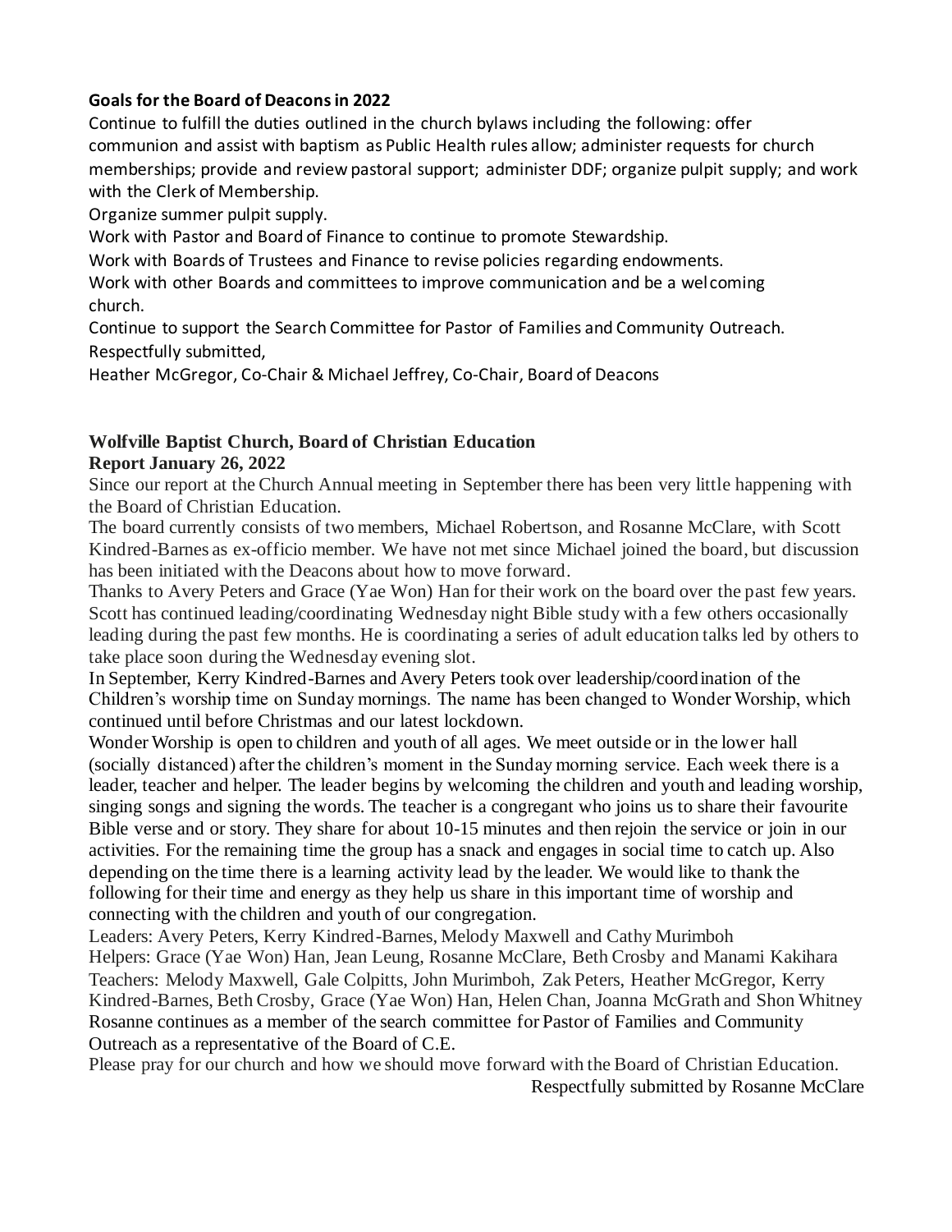**Goals for the Board of Deacons in 2022**

Continue to fulfill the duties outlined in the church bylaws including the following: offer communion and assist with baptism as Public Health rules allow; administer requests for church memberships; provide and review pastoral support; administer DDF; organize pulpit supply; and work with the Clerk of Membership.

Organize summer pulpit supply.

Work with Pastor and Board of Finance to continue to promote Stewardship.

Work with Boards of Trustees and Finance to revise policies regarding endowments.

Work with other Boards and committees to improve communication and be a welcoming church.

Continue to support the Search Committee for Pastor of Families and Community Outreach.

Respectfully submitted,

Heather McGregor, Co-Chair & Michael Jeffrey, Co-Chair, Board of Deacons

**Wolfville Baptist Church, Board of Christian Education**
**Report January 26, 2022**

Since our report at the Church Annual meeting in September there has been very little happening with the Board of Christian Education.

The board currently consists of two members, Michael Robertson, and Rosanne McClare, with Scott Kindred-Barnes as ex-officio member. We have not met since Michael joined the board, but discussion has been initiated with the Deacons about how to move forward.

Thanks to Avery Peters and Grace (Yae Won) Han for their work on the board over the past few years.

Scott has continued leading/coordinating Wednesday night Bible study with a few others occasionally leading during the past few months. He is coordinating a series of adult education talks led by others to take place soon during the Wednesday evening slot.

In September, Kerry Kindred-Barnes and Avery Peters took over leadership/coordination of the Children's worship time on Sunday mornings. The name has been changed to Wonder Worship, which continued until before Christmas and our latest lockdown.

Wonder Worship is open to children and youth of all ages. We meet outside or in the lower hall (socially distanced) after the children's moment in the Sunday morning service. Each week there is a leader, teacher and helper. The leader begins by welcoming the children and youth and leading worship, singing songs and signing the words. The teacher is a congregant who joins us to share their favourite Bible verse and or story. They share for about 10-15 minutes and then rejoin the service or join in our activities. For the remaining time the group has a snack and engages in social time to catch up. Also depending on the time there is a learning activity lead by the leader. We would like to thank the following for their time and energy as they help us share in this important time of worship and connecting with the children and youth of our congregation.

Leaders: Avery Peters, Kerry Kindred-Barnes, Melody Maxwell and Cathy Murimboh

Helpers: Grace (Yae Won) Han, Jean Leung, Rosanne McClare, Beth Crosby and Manami Kakihara

Teachers: Melody Maxwell, Gale Colpitts, John Murimboh, Zak Peters, Heather McGregor, Kerry Kindred-Barnes, Beth Crosby, Grace (Yae Won) Han, Helen Chan, Joanna McGrath and Shon Whitney

Rosanne continues as a member of the search committee for Pastor of Families and Community Outreach as a representative of the Board of C.E.

Please pray for our church and how we should move forward with the Board of Christian Education.

Respectfully submitted by Rosanne McClare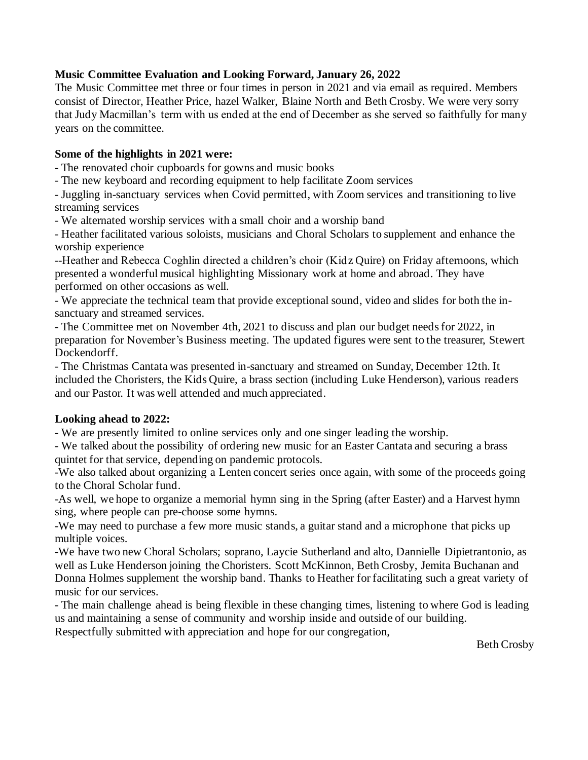**Music Committee Evaluation and Looking Forward, January 26, 2022**

The Music Committee met three or four times in person in 2021 and via email as required. Members consist of Director, Heather Price, hazel Walker, Blaine North and Beth Crosby. We were very sorry that Judy Macmillan's term with us ended at the end of December as she served so faithfully for many years on the committee.

**Some of the highlights in 2021 were:**

- The renovated choir cupboards for gowns and music books
- The new keyboard and recording equipment to help facilitate Zoom services
- Juggling in-sanctuary services when Covid permitted, with Zoom services and transitioning to live streaming services
- We alternated worship services with a small choir and a worship band
- Heather facilitated various soloists, musicians and Choral Scholars to supplement and enhance the worship experience

--Heather and Rebecca Coghlin directed a children's choir (Kidz Quire) on Friday afternoons, which presented a wonderful musical highlighting Missionary work at home and abroad. They have performed on other occasions as well.

- We appreciate the technical team that provide exceptional sound, video and slides for both the in-sanctuary and streamed services.
- The Committee met on November 4th, 2021 to discuss and plan our budget needs for 2022, in preparation for November's Business meeting. The updated figures were sent to the treasurer, Stewert Dockendorff.
- The Christmas Cantata was presented in-sanctuary and streamed on Sunday, December 12th. It included the Choristers, the Kids Quire, a brass section (including Luke Henderson), various readers and our Pastor. It was well attended and much appreciated.

**Looking ahead to 2022:**

- We are presently limited to online services only and one singer leading the worship.
- We talked about the possibility of ordering new music for an Easter Cantata and securing a brass quintet for that service, depending on pandemic protocols.

-We also talked about organizing a Lenten concert series once again, with some of the proceeds going to the Choral Scholar fund.

-As well, we hope to organize a memorial hymn sing in the Spring (after Easter) and a Harvest hymn sing, where people can pre-choose some hymns.

-We may need to purchase a few more music stands, a guitar stand and a microphone that picks up multiple voices.

-We have two new Choral Scholars; soprano, Laycie Sutherland and alto, Dannielle Dipietrantonio, as well as Luke Henderson joining the Choristers. Scott McKinnon, Beth Crosby, Jemita Buchanan and Donna Holmes supplement the worship band. Thanks to Heather for facilitating such a great variety of music for our services.

- The main challenge ahead is being flexible in these changing times, listening to where God is leading us and maintaining a sense of community and worship inside and outside of our building.

Respectfully submitted with appreciation and hope for our congregation,

Beth Crosby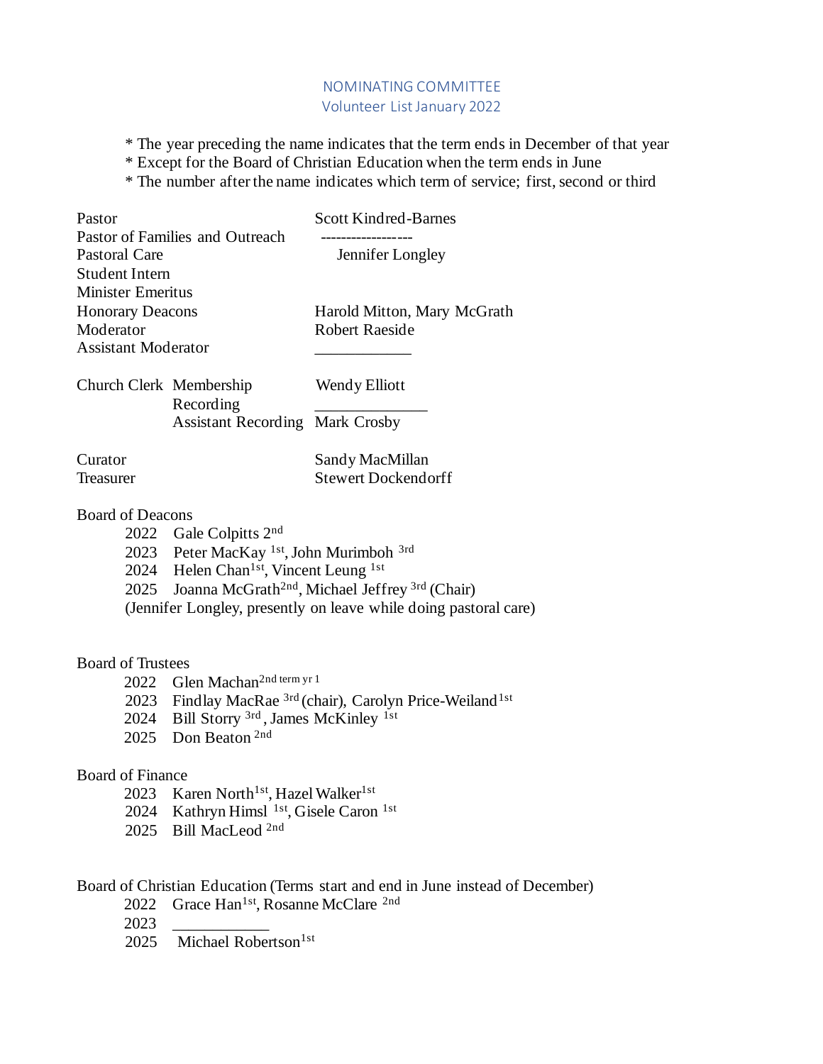# NOMINATING COMMITTEE
## Volunteer List January 2022

* The year preceding the name indicates that the term ends in December of that year
* Except for the Board of Christian Education when the term ends in June
* The number after the name indicates which term of service; first, second or third

| | |
|---|---|
| Pastor | Scott Kindred-Barnes |
| Pastor of Families and Outreach | ------------------ |
| Pastoral Care | Jennifer Longley |
| Student Intern | |
| Minister Emeritus | |
| Honorary Deacons | Harold Mitton, Mary McGrath |
| Moderator | Robert Raeside |
| Assistant Moderator | ____________ |

| | | |
|---|---|---|
| Church Clerk | Membership | Wendy Elliott |
| | Recording | ______________ |
| | Assistant Recording | Mark Crosby |

| | |
|---|---|
| Curator | Sandy MacMillan |
| Treasurer | Stewert Dockendorff |

**Board of Deacons**

- 2022 Gale Colpitts 2nd
- 2023 Peter MacKay 1st, John Murimboh 3rd
- 2024 Helen Chan 1st, Vincent Leung 1st
- 2025 Joanna McGrath 2nd, Michael Jeffrey 3rd (Chair)

(Jennifer Longley, presently on leave while doing pastoral care)

**Board of Trustees**

- 2022 Glen Machan 2nd term yr 1
- 2023 Findlay MacRae 3rd (chair), Carolyn Price-Weiland 1st
- 2024 Bill Storry 3rd, James McKinley 1st
- 2025 Don Beaton 2nd

**Board of Finance**

- 2023 Karen North 1st, Hazel Walker 1st
- 2024 Kathryn Himsl 1st, Gisele Caron 1st
- 2025 Bill MacLeod 2nd

**Board of Christian Education** (Terms start and end in June instead of December)

- 2022 Grace Han 1st, Rosanne McClare 2nd
- 2023 ____________
- 2025 Michael Robertson 1st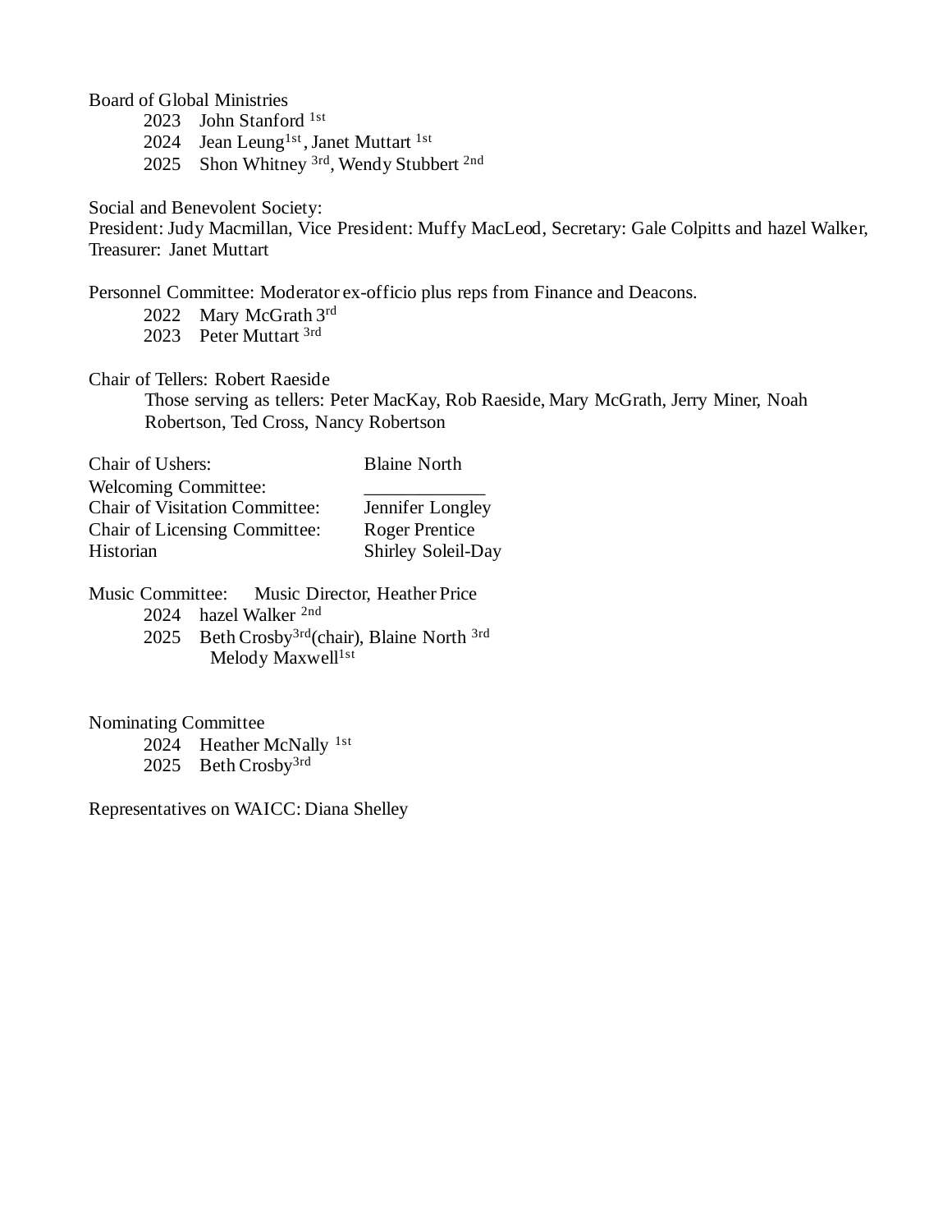Board of Global Ministries

2023 John Stanford 1st
2024 Jean Leung1st, Janet Muttart 1st
2025 Shon Whitney 3rd, Wendy Stubbert 2nd

Social and Benevolent Society:
President: Judy Macmillan, Vice President: Muffy MacLeod, Secretary: Gale Colpitts and hazel Walker, Treasurer: Janet Muttart

Personnel Committee: Moderator ex-officio plus reps from Finance and Deacons.

2022 Mary McGrath 3rd
2023 Peter Muttart 3rd

Chair of Tellers: Robert Raeside

Those serving as tellers: Peter MacKay, Rob Raeside, Mary McGrath, Jerry Miner, Noah Robertson, Ted Cross, Nancy Robertson

| | |
|---|---|
| Chair of Ushers: | Blaine North |
| Welcoming Committee: | _____________ |
| Chair of Visitation Committee: | Jennifer Longley |
| Chair of Licensing Committee: | Roger Prentice |
| Historian | Shirley Soleil-Day |

Music Committee: Music Director, Heather Price

2024 hazel Walker 2nd
2025 Beth Crosby3rd(chair), Blaine North 3rd
Melody Maxwell1st

Nominating Committee

2024 Heather McNally 1st
2025 Beth Crosby3rd

Representatives on WAICC: Diana Shelley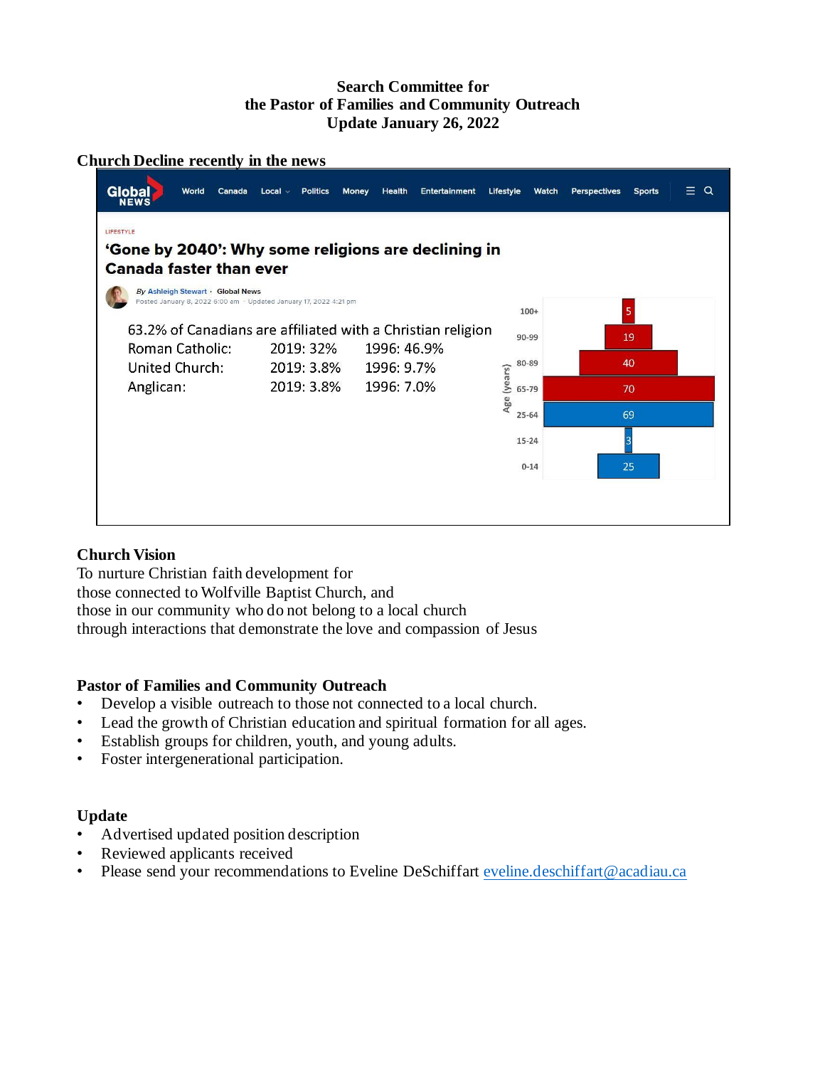**Search Committee for**
**the Pastor of Families and Community Outreach**
**Update January 26, 2022**

## Church Decline recently in the news

Global NEWS — World | Canada | Local | Politics | Money | Health | Entertainment | Lifestyle | Watch | Perspectives | Sports

LIFESTYLE

**'Gone by 2040': Why some religions are declining in Canada faster than ever**

By Ashleigh Stewart · Global News
Posted January 8, 2022 6:00 am · Updated January 17, 2022 4:21 pm

63.2% of Canadians are affiliated with a Christian religion

| | 2019 | 1996 |
|---|---|---|
| Roman Catholic: | 2019: 32% | 1996: 46.9% |
| United Church: | 2019: 3.8% | 1996: 9.7% |
| Anglican: | 2019: 3.8% | 1996: 7.0% |

| Age (years) | |
|---|---|
| 100+ | 5 |
| 90-99 | 19 |
| 80-89 | 40 |
| 65-79 | 70 |
| 25-64 | 69 |
| 15-24 | 3 |
| 0-14 | 25 |

## Church Vision

To nurture Christian faith development for
those connected to Wolfville Baptist Church, and
those in our community who do not belong to a local church
through interactions that demonstrate the love and compassion of Jesus

## Pastor of Families and Community Outreach

- Develop a visible outreach to those not connected to a local church.
- Lead the growth of Christian education and spiritual formation for all ages.
- Establish groups for children, youth, and young adults.
- Foster intergenerational participation.

## Update

- Advertised updated position description
- Reviewed applicants received
- Please send your recommendations to Eveline DeSchiffart eveline.deschiffart@acadiau.ca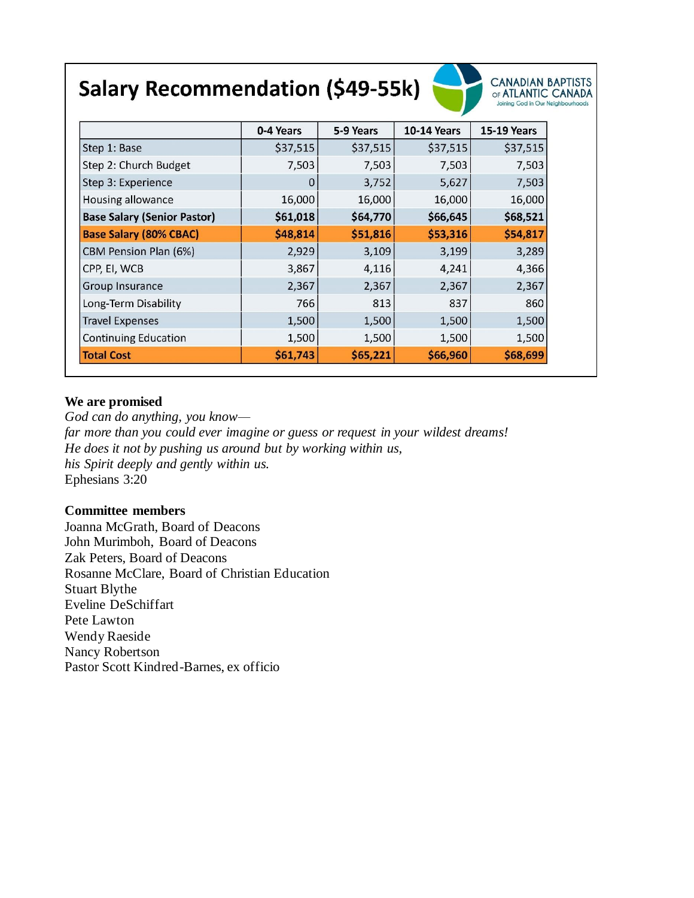## Salary Recommendation ($49-55k)

CANADIAN BAPTISTS OF ATLANTIC CANADA
Joining God in Our Neighbourhoods

| | 0-4 Years | 5-9 Years | 10-14 Years | 15-19 Years |
|---|---|---|---|---|
| Step 1: Base | $37,515 | $37,515 | $37,515 | $37,515 |
| Step 2: Church Budget | 7,503 | 7,503 | 7,503 | 7,503 |
| Step 3: Experience | 0 | 3,752 | 5,627 | 7,503 |
| Housing allowance | 16,000 | 16,000 | 16,000 | 16,000 |
| **Base Salary (Senior Pastor)** | **$61,018** | **$64,770** | **$66,645** | **$68,521** |
| **Base Salary (80% CBAC)** | **$48,814** | **$51,816** | **$53,316** | **$54,817** |
| CBM Pension Plan (6%) | 2,929 | 3,109 | 3,199 | 3,289 |
| CPP, EI, WCB | 3,867 | 4,116 | 4,241 | 4,366 |
| Group Insurance | 2,367 | 2,367 | 2,367 | 2,367 |
| Long-Term Disability | 766 | 813 | 837 | 860 |
| Travel Expenses | 1,500 | 1,500 | 1,500 | 1,500 |
| Continuing Education | 1,500 | 1,500 | 1,500 | 1,500 |
| **Total Cost** | **$61,743** | **$65,221** | **$66,960** | **$68,699** |

**We are promised**

*God can do anything, you know—*
*far more than you could ever imagine or guess or request in your wildest dreams!*
*He does it not by pushing us around but by working within us,*
*his Spirit deeply and gently within us.*
Ephesians 3:20

**Committee members**

Joanna McGrath, Board of Deacons
John Murimboh, Board of Deacons
Zak Peters, Board of Deacons
Rosanne McClare, Board of Christian Education
Stuart Blythe
Eveline DeSchiffart
Pete Lawton
Wendy Raeside
Nancy Robertson
Pastor Scott Kindred-Barnes, ex officio